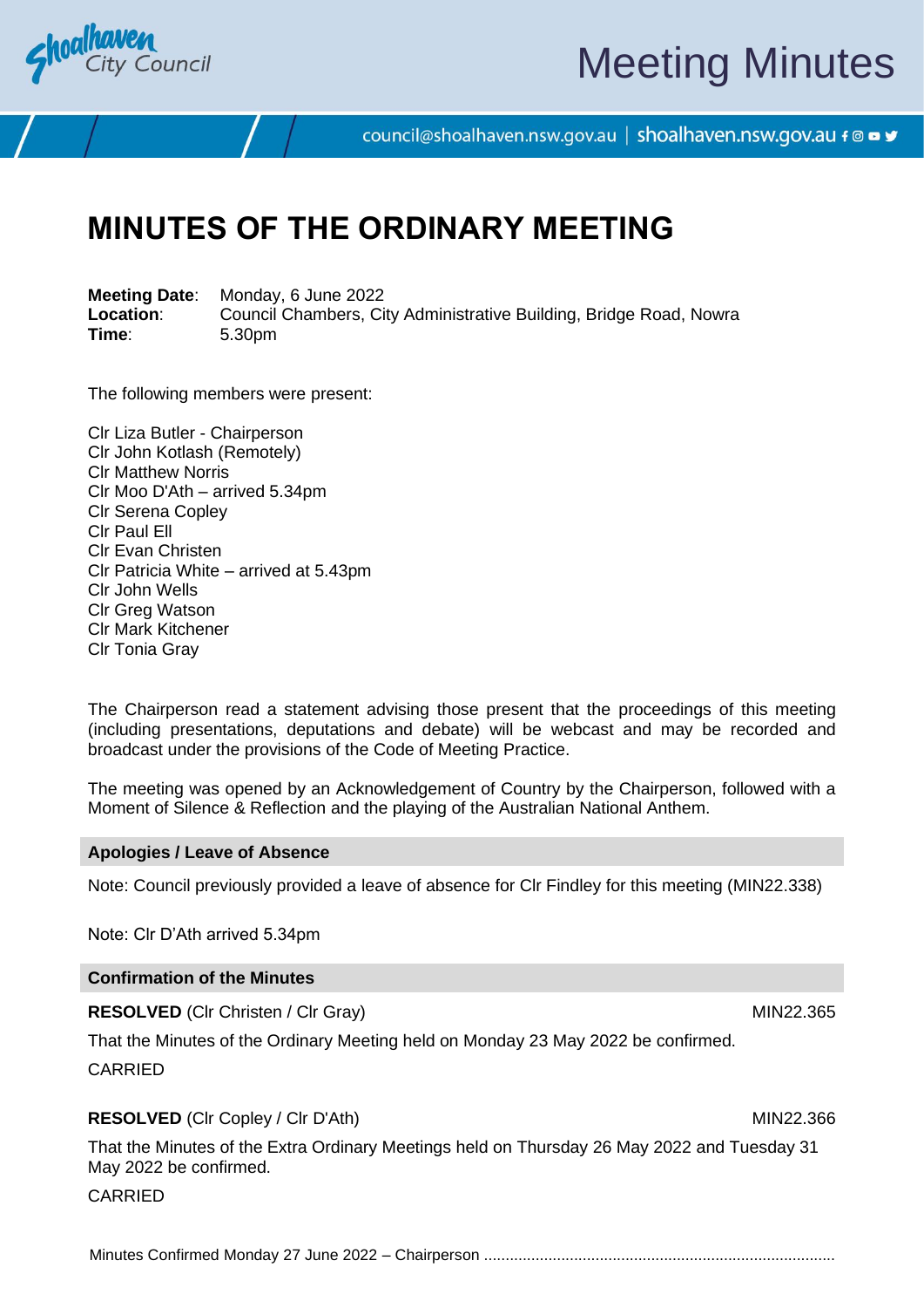Meeting Minutes

council@shoalhaven.nsw.gov.au | shoalhaven.nsw.gov.au

# MINUTES OF THE ORDINARY MEETING

**Meeting Date**: Monday, 6 June 2022
**Location**: Council Chambers, City Administrative Building, Bridge Road, Nowra
**Time**: 5.30pm

The following members were present:

Clr Liza Butler - Chairperson
Clr John Kotlash (Remotely)
Clr Matthew Norris
Clr Moo D'Ath – arrived 5.34pm
Clr Serena Copley
Clr Paul Ell
Clr Evan Christen
Clr Patricia White – arrived at 5.43pm
Clr John Wells
Clr Greg Watson
Clr Mark Kitchener
Clr Tonia Gray

The Chairperson read a statement advising those present that the proceedings of this meeting (including presentations, deputations and debate) will be webcast and may be recorded and broadcast under the provisions of the Code of Meeting Practice.

The meeting was opened by an Acknowledgement of Country by the Chairperson, followed with a Moment of Silence & Reflection and the playing of the Australian National Anthem.

## Apologies / Leave of Absence

Note: Council previously provided a leave of absence for Clr Findley for this meeting (MIN22.338)

Note: Clr D'Ath arrived 5.34pm

## Confirmation of the Minutes

**RESOLVED** (Clr Christen / Clr Gray) MIN22.365

That the Minutes of the Ordinary Meeting held on Monday 23 May 2022 be confirmed.

CARRIED

**RESOLVED** (Clr Copley / Clr D'Ath) MIN22.366

That the Minutes of the Extra Ordinary Meetings held on Thursday 26 May 2022 and Tuesday 31 May 2022 be confirmed.

CARRIED

Minutes Confirmed Monday 27 June 2022 – Chairperson ................................................................................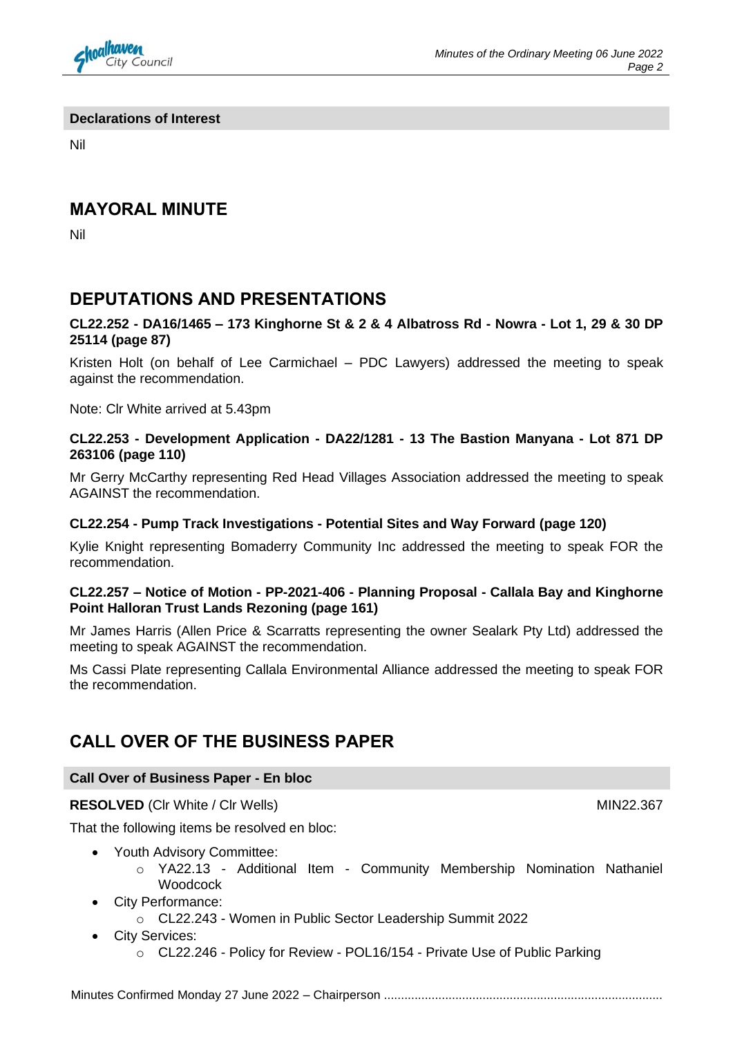## Declarations of Interest

Nil

# MAYORAL MINUTE

Nil

# DEPUTATIONS AND PRESENTATIONS

**CL22.252 - DA16/1465 – 173 Kinghorne St & 2 & 4 Albatross Rd - Nowra - Lot 1, 29 & 30 DP 25114 (page 87)**

Kristen Holt (on behalf of Lee Carmichael – PDC Lawyers) addressed the meeting to speak against the recommendation.

Note: Clr White arrived at 5.43pm

**CL22.253 - Development Application - DA22/1281 - 13 The Bastion Manyana - Lot 871 DP 263106 (page 110)**

Mr Gerry McCarthy representing Red Head Villages Association addressed the meeting to speak AGAINST the recommendation.

**CL22.254 - Pump Track Investigations - Potential Sites and Way Forward (page 120)**

Kylie Knight representing Bomaderry Community Inc addressed the meeting to speak FOR the recommendation.

**CL22.257 – Notice of Motion - PP-2021-406 - Planning Proposal - Callala Bay and Kinghorne Point Halloran Trust Lands Rezoning (page 161)**

Mr James Harris (Allen Price & Scarratts representing the owner Sealark Pty Ltd) addressed the meeting to speak AGAINST the recommendation.

Ms Cassi Plate representing Callala Environmental Alliance addressed the meeting to speak FOR the recommendation.

# CALL OVER OF THE BUSINESS PAPER

## Call Over of Business Paper - En bloc

**RESOLVED** (Clr White / Clr Wells) MIN22.367

That the following items be resolved en bloc:

- Youth Advisory Committee:
  - YA22.13 - Additional Item - Community Membership Nomination Nathaniel Woodcock
- City Performance:
  - CL22.243 - Women in Public Sector Leadership Summit 2022
- City Services:
  - CL22.246 - Policy for Review - POL16/154 - Private Use of Public Parking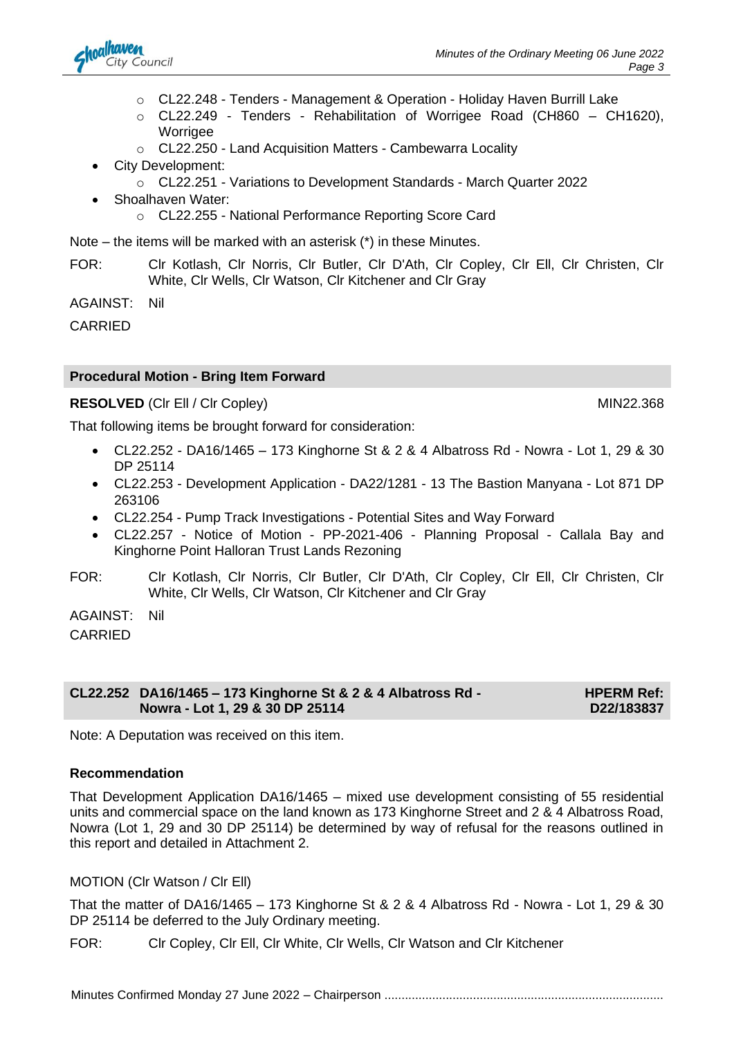- CL22.248 - Tenders - Management & Operation - Holiday Haven Burrill Lake
  - CL22.249 - Tenders - Rehabilitation of Worrigee Road (CH860 – CH1620), Worrigee
  - CL22.250 - Land Acquisition Matters - Cambewarra Locality
- City Development:
  - CL22.251 - Variations to Development Standards - March Quarter 2022
- Shoalhaven Water:
  - CL22.255 - National Performance Reporting Score Card

Note – the items will be marked with an asterisk (*) in these Minutes.

FOR: Clr Kotlash, Clr Norris, Clr Butler, Clr D'Ath, Clr Copley, Clr Ell, Clr Christen, Clr White, Clr Wells, Clr Watson, Clr Kitchener and Clr Gray

AGAINST: Nil

CARRIED

## Procedural Motion - Bring Item Forward

**RESOLVED** (Clr Ell / Clr Copley) MIN22.368

That following items be brought forward for consideration:

- CL22.252 - DA16/1465 – 173 Kinghorne St & 2 & 4 Albatross Rd - Nowra - Lot 1, 29 & 30 DP 25114
- CL22.253 - Development Application - DA22/1281 - 13 The Bastion Manyana - Lot 871 DP 263106
- CL22.254 - Pump Track Investigations - Potential Sites and Way Forward
- CL22.257 - Notice of Motion - PP-2021-406 - Planning Proposal - Callala Bay and Kinghorne Point Halloran Trust Lands Rezoning

FOR: Clr Kotlash, Clr Norris, Clr Butler, Clr D'Ath, Clr Copley, Clr Ell, Clr Christen, Clr White, Clr Wells, Clr Watson, Clr Kitchener and Clr Gray

AGAINST: Nil

CARRIED

## CL22.252 DA16/1465 – 173 Kinghorne St & 2 & 4 Albatross Rd - Nowra - Lot 1, 29 & 30 DP 25114

**HPERM Ref: D22/183837**

Note: A Deputation was received on this item.

**Recommendation**

That Development Application DA16/1465 – mixed use development consisting of 55 residential units and commercial space on the land known as 173 Kinghorne Street and 2 & 4 Albatross Road, Nowra (Lot 1, 29 and 30 DP 25114) be determined by way of refusal for the reasons outlined in this report and detailed in Attachment 2.

MOTION (Clr Watson / Clr Ell)

That the matter of DA16/1465 – 173 Kinghorne St & 2 & 4 Albatross Rd - Nowra - Lot 1, 29 & 30 DP 25114 be deferred to the July Ordinary meeting.

FOR: Clr Copley, Clr Ell, Clr White, Clr Wells, Clr Watson and Clr Kitchener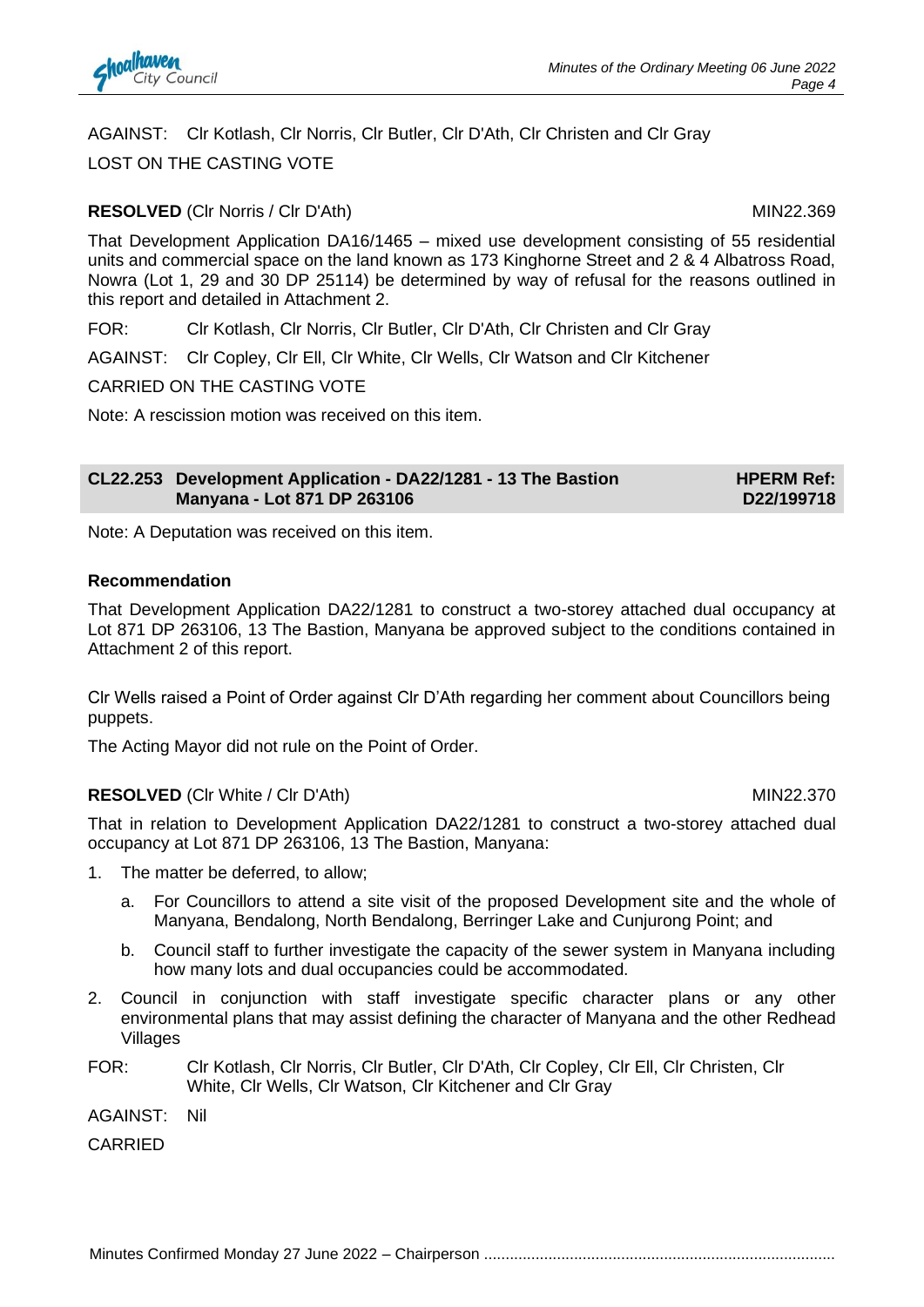AGAINST: Clr Kotlash, Clr Norris, Clr Butler, Clr D'Ath, Clr Christen and Clr Gray

LOST ON THE CASTING VOTE

**RESOLVED** (Clr Norris / Clr D'Ath) MIN22.369

That Development Application DA16/1465 – mixed use development consisting of 55 residential units and commercial space on the land known as 173 Kinghorne Street and 2 & 4 Albatross Road, Nowra (Lot 1, 29 and 30 DP 25114) be determined by way of refusal for the reasons outlined in this report and detailed in Attachment 2.

FOR: Clr Kotlash, Clr Norris, Clr Butler, Clr D'Ath, Clr Christen and Clr Gray

AGAINST: Clr Copley, Clr Ell, Clr White, Clr Wells, Clr Watson and Clr Kitchener

CARRIED ON THE CASTING VOTE

Note: A rescission motion was received on this item.

## CL22.253 Development Application - DA22/1281 - 13 The Bastion Manyana - Lot 871 DP 263106

**HPERM Ref: D22/199718**

Note: A Deputation was received on this item.

**Recommendation**

That Development Application DA22/1281 to construct a two-storey attached dual occupancy at Lot 871 DP 263106, 13 The Bastion, Manyana be approved subject to the conditions contained in Attachment 2 of this report.

Clr Wells raised a Point of Order against Clr D'Ath regarding her comment about Councillors being puppets.

The Acting Mayor did not rule on the Point of Order.

**RESOLVED** (Clr White / Clr D'Ath) MIN22.370

That in relation to Development Application DA22/1281 to construct a two-storey attached dual occupancy at Lot 871 DP 263106, 13 The Bastion, Manyana:

1. The matter be deferred, to allow;
   a. For Councillors to attend a site visit of the proposed Development site and the whole of Manyana, Bendalong, North Bendalong, Berringer Lake and Cunjurong Point; and
   b. Council staff to further investigate the capacity of the sewer system in Manyana including how many lots and dual occupancies could be accommodated.
2. Council in conjunction with staff investigate specific character plans or any other environmental plans that may assist defining the character of Manyana and the other Redhead Villages

FOR: Clr Kotlash, Clr Norris, Clr Butler, Clr D'Ath, Clr Copley, Clr Ell, Clr Christen, Clr White, Clr Wells, Clr Watson, Clr Kitchener and Clr Gray

AGAINST: Nil

CARRIED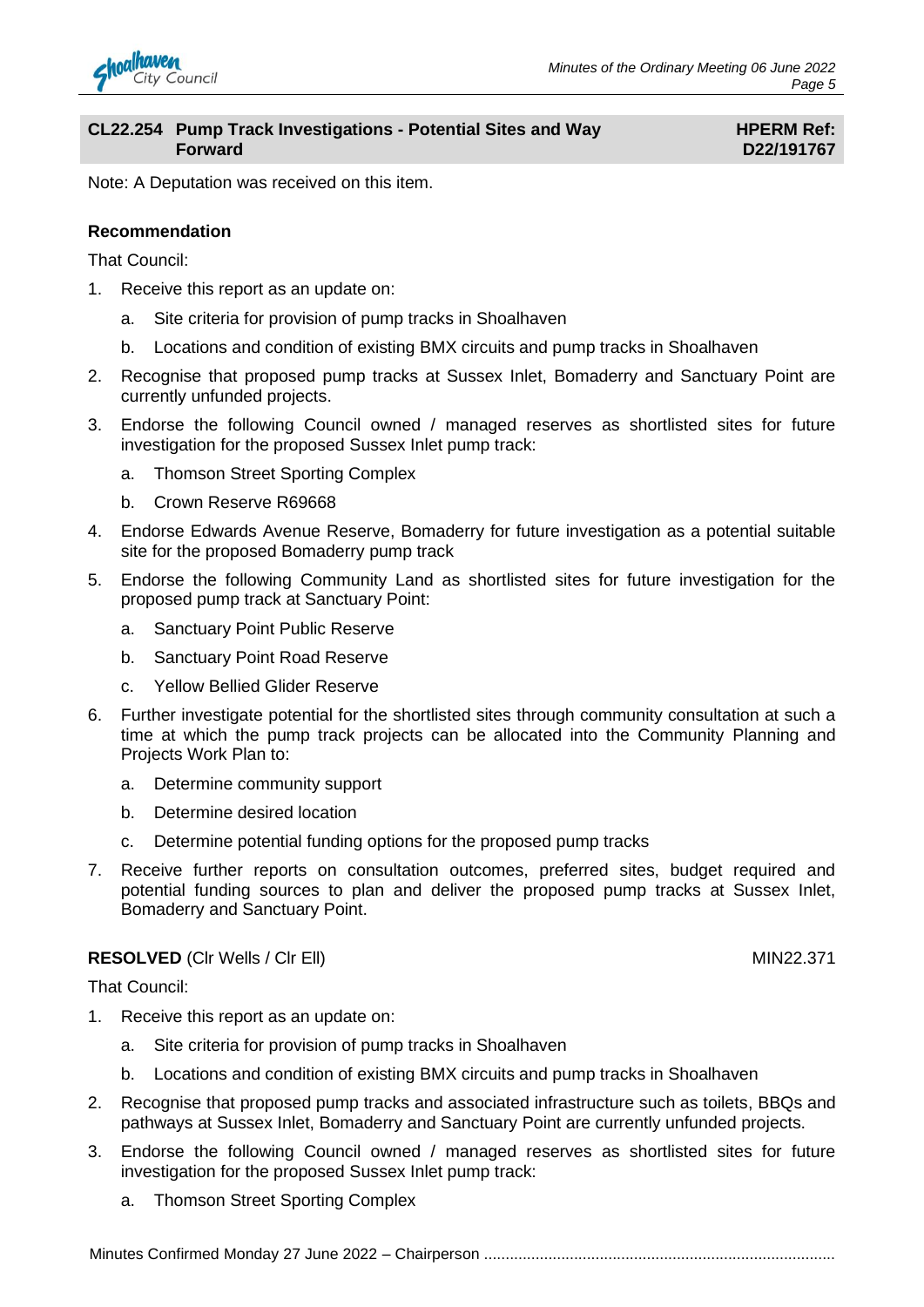## CL22.254 Pump Track Investigations - Potential Sites and Way Forward

**HPERM Ref: D22/191767**

Note: A Deputation was received on this item.

**Recommendation**

That Council:

1. Receive this report as an update on:
   a. Site criteria for provision of pump tracks in Shoalhaven
   b. Locations and condition of existing BMX circuits and pump tracks in Shoalhaven
2. Recognise that proposed pump tracks at Sussex Inlet, Bomaderry and Sanctuary Point are currently unfunded projects.
3. Endorse the following Council owned / managed reserves as shortlisted sites for future investigation for the proposed Sussex Inlet pump track:
   a. Thomson Street Sporting Complex
   b. Crown Reserve R69668
4. Endorse Edwards Avenue Reserve, Bomaderry for future investigation as a potential suitable site for the proposed Bomaderry pump track
5. Endorse the following Community Land as shortlisted sites for future investigation for the proposed pump track at Sanctuary Point:
   a. Sanctuary Point Public Reserve
   b. Sanctuary Point Road Reserve
   c. Yellow Bellied Glider Reserve
6. Further investigate potential for the shortlisted sites through community consultation at such a time at which the pump track projects can be allocated into the Community Planning and Projects Work Plan to:
   a. Determine community support
   b. Determine desired location
   c. Determine potential funding options for the proposed pump tracks
7. Receive further reports on consultation outcomes, preferred sites, budget required and potential funding sources to plan and deliver the proposed pump tracks at Sussex Inlet, Bomaderry and Sanctuary Point.

**RESOLVED** (Clr Wells / Clr Ell) MIN22.371

That Council:

1. Receive this report as an update on:
   a. Site criteria for provision of pump tracks in Shoalhaven
   b. Locations and condition of existing BMX circuits and pump tracks in Shoalhaven
2. Recognise that proposed pump tracks and associated infrastructure such as toilets, BBQs and pathways at Sussex Inlet, Bomaderry and Sanctuary Point are currently unfunded projects.
3. Endorse the following Council owned / managed reserves as shortlisted sites for future investigation for the proposed Sussex Inlet pump track:
   a. Thomson Street Sporting Complex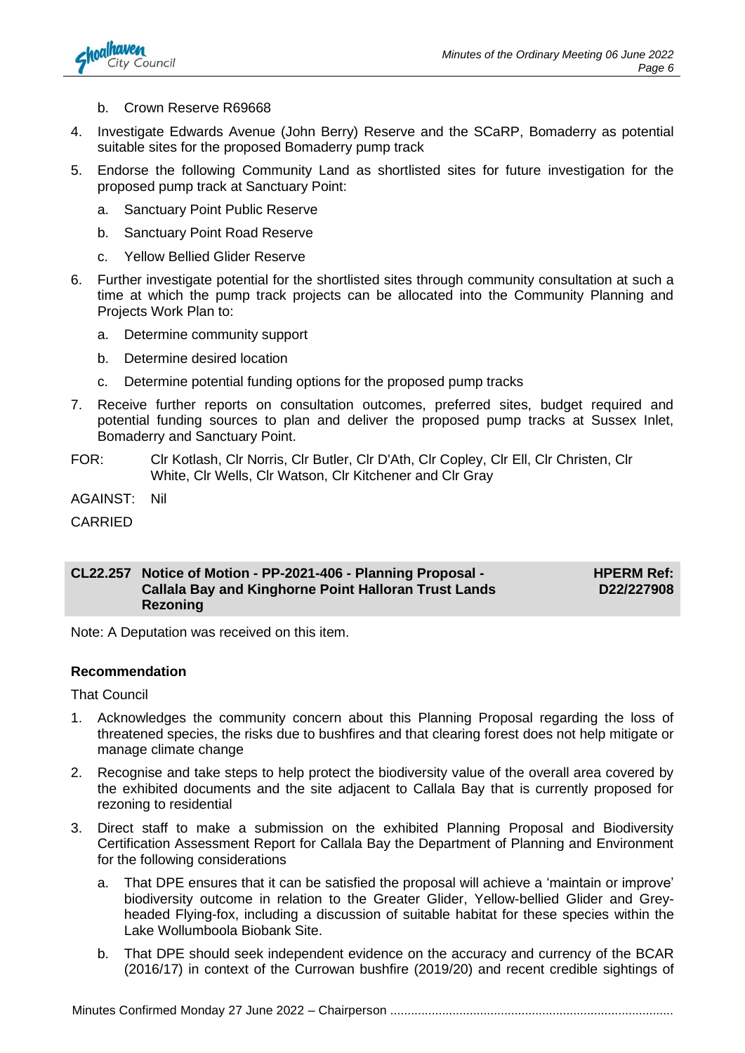b. Crown Reserve R69668

4. Investigate Edwards Avenue (John Berry) Reserve and the SCaRP, Bomaderry as potential suitable sites for the proposed Bomaderry pump track

5. Endorse the following Community Land as shortlisted sites for future investigation for the proposed pump track at Sanctuary Point:

   a. Sanctuary Point Public Reserve

   b. Sanctuary Point Road Reserve

   c. Yellow Bellied Glider Reserve

6. Further investigate potential for the shortlisted sites through community consultation at such a time at which the pump track projects can be allocated into the Community Planning and Projects Work Plan to:

   a. Determine community support

   b. Determine desired location

   c. Determine potential funding options for the proposed pump tracks

7. Receive further reports on consultation outcomes, preferred sites, budget required and potential funding sources to plan and deliver the proposed pump tracks at Sussex Inlet, Bomaderry and Sanctuary Point.

FOR: Clr Kotlash, Clr Norris, Clr Butler, Clr D'Ath, Clr Copley, Clr Ell, Clr Christen, Clr White, Clr Wells, Clr Watson, Clr Kitchener and Clr Gray

AGAINST: Nil

CARRIED

## CL22.257 Notice of Motion - PP-2021-406 - Planning Proposal - Callala Bay and Kinghorne Point Halloran Trust Lands Rezoning

**HPERM Ref: D22/227908**

Note: A Deputation was received on this item.

**Recommendation**

That Council

1. Acknowledges the community concern about this Planning Proposal regarding the loss of threatened species, the risks due to bushfires and that clearing forest does not help mitigate or manage climate change

2. Recognise and take steps to help protect the biodiversity value of the overall area covered by the exhibited documents and the site adjacent to Callala Bay that is currently proposed for rezoning to residential

3. Direct staff to make a submission on the exhibited Planning Proposal and Biodiversity Certification Assessment Report for Callala Bay the Department of Planning and Environment for the following considerations

   a. That DPE ensures that it can be satisfied the proposal will achieve a 'maintain or improve' biodiversity outcome in relation to the Greater Glider, Yellow-bellied Glider and Grey-headed Flying-fox, including a discussion of suitable habitat for these species within the Lake Wollumboola Biobank Site.

   b. That DPE should seek independent evidence on the accuracy and currency of the BCAR (2016/17) in context of the Currowan bushfire (2019/20) and recent credible sightings of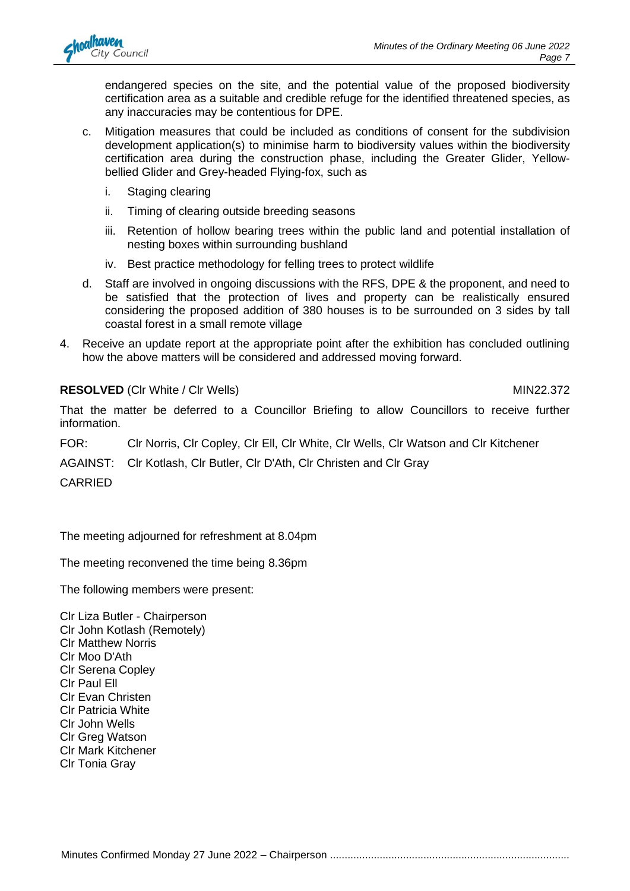endangered species on the site, and the potential value of the proposed biodiversity certification area as a suitable and credible refuge for the identified threatened species, as any inaccuracies may be contentious for DPE.

c. Mitigation measures that could be included as conditions of consent for the subdivision development application(s) to minimise harm to biodiversity values within the biodiversity certification area during the construction phase, including the Greater Glider, Yellow-bellied Glider and Grey-headed Flying-fox, such as

   i. Staging clearing

   ii. Timing of clearing outside breeding seasons

   iii. Retention of hollow bearing trees within the public land and potential installation of nesting boxes within surrounding bushland

   iv. Best practice methodology for felling trees to protect wildlife

d. Staff are involved in ongoing discussions with the RFS, DPE & the proponent, and need to be satisfied that the protection of lives and property can be realistically ensured considering the proposed addition of 380 houses is to be surrounded on 3 sides by tall coastal forest in a small remote village

4. Receive an update report at the appropriate point after the exhibition has concluded outlining how the above matters will be considered and addressed moving forward.

**RESOLVED** (Clr White / Clr Wells) MIN22.372

That the matter be deferred to a Councillor Briefing to allow Councillors to receive further information.

FOR: Clr Norris, Clr Copley, Clr Ell, Clr White, Clr Wells, Clr Watson and Clr Kitchener

AGAINST: Clr Kotlash, Clr Butler, Clr D'Ath, Clr Christen and Clr Gray

CARRIED

The meeting adjourned for refreshment at 8.04pm

The meeting reconvened the time being 8.36pm

The following members were present:

Clr Liza Butler - Chairperson
Clr John Kotlash (Remotely)
Clr Matthew Norris
Clr Moo D'Ath
Clr Serena Copley
Clr Paul Ell
Clr Evan Christen
Clr Patricia White
Clr John Wells
Clr Greg Watson
Clr Mark Kitchener
Clr Tonia Gray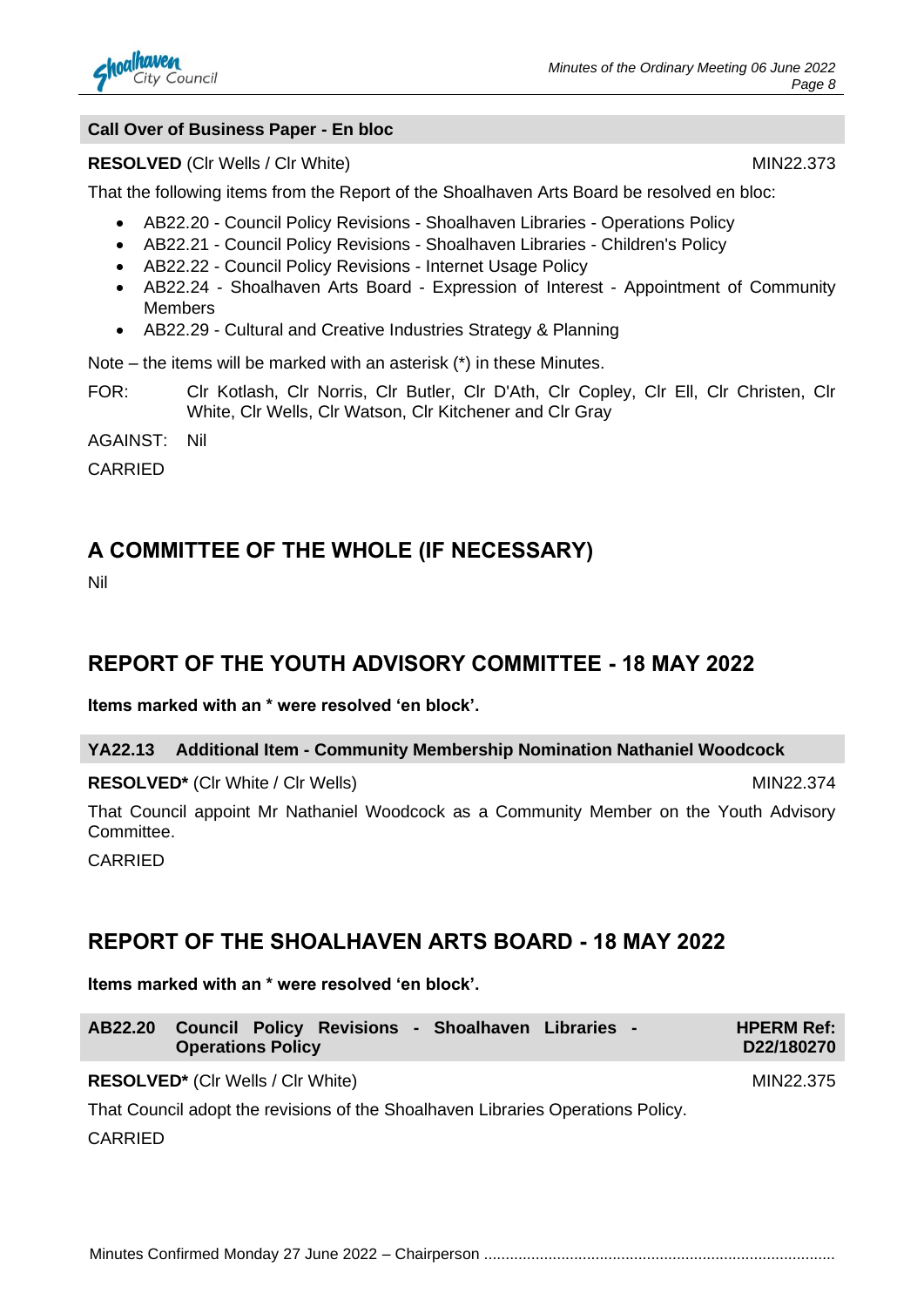**Call Over of Business Paper - En bloc**

**RESOLVED** (Clr Wells / Clr White) MIN22.373

That the following items from the Report of the Shoalhaven Arts Board be resolved en bloc:

- AB22.20 - Council Policy Revisions - Shoalhaven Libraries - Operations Policy
- AB22.21 - Council Policy Revisions - Shoalhaven Libraries - Children's Policy
- AB22.22 - Council Policy Revisions - Internet Usage Policy
- AB22.24 - Shoalhaven Arts Board - Expression of Interest - Appointment of Community Members
- AB22.29 - Cultural and Creative Industries Strategy & Planning

Note – the items will be marked with an asterisk (*) in these Minutes.

FOR: Clr Kotlash, Clr Norris, Clr Butler, Clr D'Ath, Clr Copley, Clr Ell, Clr Christen, Clr White, Clr Wells, Clr Watson, Clr Kitchener and Clr Gray

AGAINST: Nil

CARRIED

## A COMMITTEE OF THE WHOLE (IF NECESSARY)

Nil

## REPORT OF THE YOUTH ADVISORY COMMITTEE - 18 MAY 2022

**Items marked with an * were resolved 'en block'.**

**YA22.13 Additional Item - Community Membership Nomination Nathaniel Woodcock**

**RESOLVED*** (Clr White / Clr Wells) MIN22.374

That Council appoint Mr Nathaniel Woodcock as a Community Member on the Youth Advisory Committee.

CARRIED

## REPORT OF THE SHOALHAVEN ARTS BOARD - 18 MAY 2022

**Items marked with an * were resolved 'en block'.**

**AB22.20 Council Policy Revisions - Shoalhaven Libraries - Operations Policy** **HPERM Ref: D22/180270**

**RESOLVED*** (Clr Wells / Clr White) MIN22.375

That Council adopt the revisions of the Shoalhaven Libraries Operations Policy.

CARRIED

Minutes Confirmed Monday 27 June 2022 – Chairperson ..........................................................................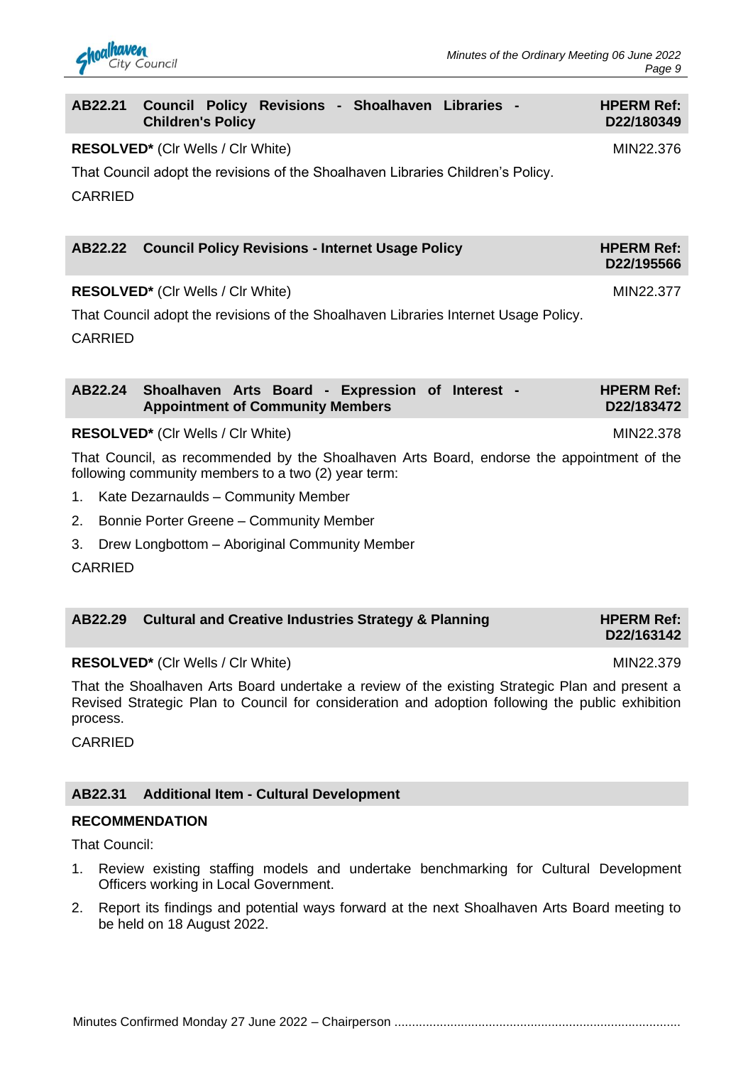| AB22.21 | Council Policy Revisions - Shoalhaven Libraries - Children's Policy | HPERM Ref: D22/180349 |
|---|---|---|

**RESOLVED*** (Clr Wells / Clr White) MIN22.376

That Council adopt the revisions of the Shoalhaven Libraries Children's Policy.

CARRIED

| AB22.22 | Council Policy Revisions - Internet Usage Policy | HPERM Ref: D22/195566 |
|---|---|---|

**RESOLVED*** (Clr Wells / Clr White) MIN22.377

That Council adopt the revisions of the Shoalhaven Libraries Internet Usage Policy.

CARRIED

| AB22.24 | Shoalhaven Arts Board - Expression of Interest - Appointment of Community Members | HPERM Ref: D22/183472 |
|---|---|---|

**RESOLVED*** (Clr Wells / Clr White) MIN22.378

That Council, as recommended by the Shoalhaven Arts Board, endorse the appointment of the following community members to a two (2) year term:

1. Kate Dezarnaulds – Community Member
2. Bonnie Porter Greene – Community Member
3. Drew Longbottom – Aboriginal Community Member

CARRIED

| AB22.29 | Cultural and Creative Industries Strategy & Planning | HPERM Ref: D22/163142 |
|---|---|---|

**RESOLVED*** (Clr Wells / Clr White) MIN22.379

That the Shoalhaven Arts Board undertake a review of the existing Strategic Plan and present a Revised Strategic Plan to Council for consideration and adoption following the public exhibition process.

CARRIED

**AB22.31 Additional Item - Cultural Development**

**RECOMMENDATION**

That Council:

1. Review existing staffing models and undertake benchmarking for Cultural Development Officers working in Local Government.
2. Report its findings and potential ways forward at the next Shoalhaven Arts Board meeting to be held on 18 August 2022.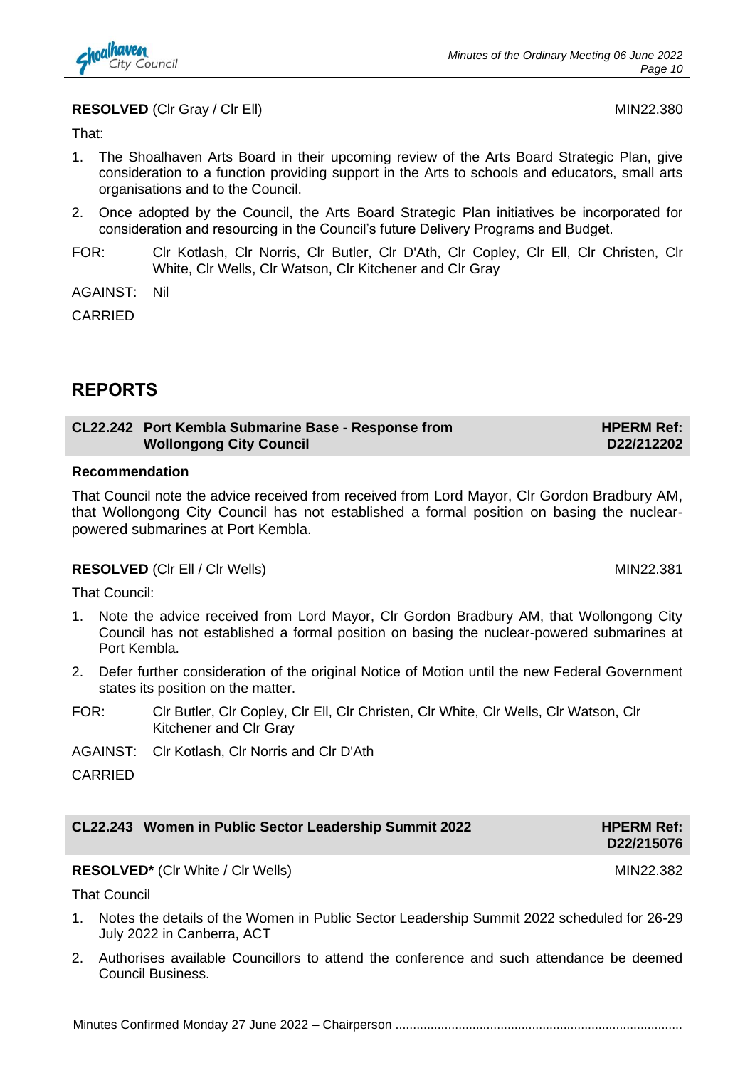**RESOLVED** (Clr Gray / Clr Ell) MIN22.380

That:

1. The Shoalhaven Arts Board in their upcoming review of the Arts Board Strategic Plan, give consideration to a function providing support in the Arts to schools and educators, small arts organisations and to the Council.
2. Once adopted by the Council, the Arts Board Strategic Plan initiatives be incorporated for consideration and resourcing in the Council's future Delivery Programs and Budget.

FOR: Clr Kotlash, Clr Norris, Clr Butler, Clr D'Ath, Clr Copley, Clr Ell, Clr Christen, Clr White, Clr Wells, Clr Watson, Clr Kitchener and Clr Gray

AGAINST: Nil

CARRIED

# REPORTS

## CL22.242 Port Kembla Submarine Base - Response from Wollongong City Council — HPERM Ref: D22/212202

**Recommendation**

That Council note the advice received from received from Lord Mayor, Clr Gordon Bradbury AM, that Wollongong City Council has not established a formal position on basing the nuclear-powered submarines at Port Kembla.

**RESOLVED** (Clr Ell / Clr Wells) MIN22.381

That Council:

1. Note the advice received from Lord Mayor, Clr Gordon Bradbury AM, that Wollongong City Council has not established a formal position on basing the nuclear-powered submarines at Port Kembla.
2. Defer further consideration of the original Notice of Motion until the new Federal Government states its position on the matter.

FOR: Clr Butler, Clr Copley, Clr Ell, Clr Christen, Clr White, Clr Wells, Clr Watson, Clr Kitchener and Clr Gray

AGAINST: Clr Kotlash, Clr Norris and Clr D'Ath

CARRIED

## CL22.243 Women in Public Sector Leadership Summit 2022 — HPERM Ref: D22/215076

**RESOLVED*** (Clr White / Clr Wells) MIN22.382

That Council

1. Notes the details of the Women in Public Sector Leadership Summit 2022 scheduled for 26-29 July 2022 in Canberra, ACT
2. Authorises available Councillors to attend the conference and such attendance be deemed Council Business.

Minutes Confirmed Monday 27 June 2022 – Chairperson ................................................................................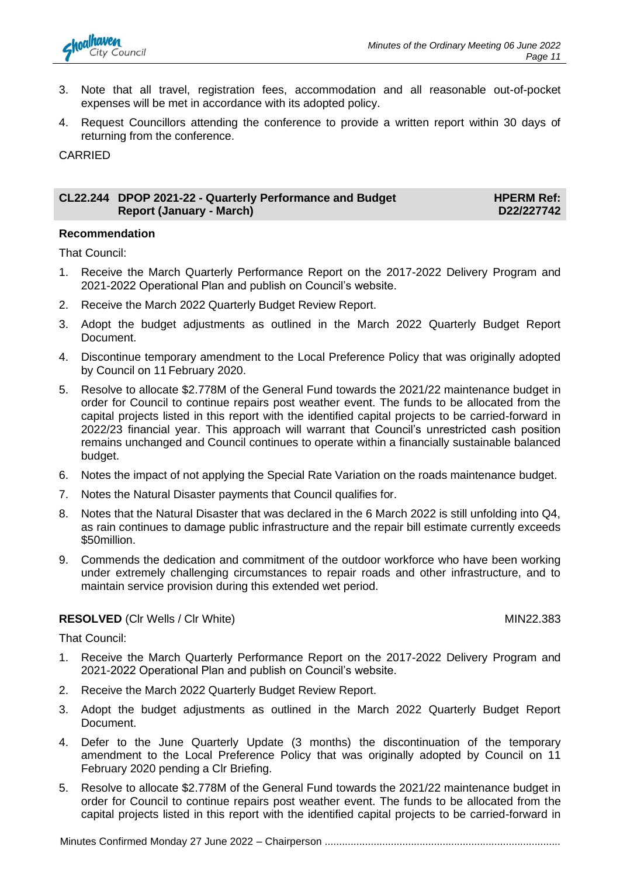3. Note that all travel, registration fees, accommodation and all reasonable out-of-pocket expenses will be met in accordance with its adopted policy.
4. Request Councillors attending the conference to provide a written report within 30 days of returning from the conference.

CARRIED

## CL22.244 DPOP 2021-22 - Quarterly Performance and Budget Report (January - March) — HPERM Ref: D22/227742

**Recommendation**

That Council:

1. Receive the March Quarterly Performance Report on the 2017-2022 Delivery Program and 2021-2022 Operational Plan and publish on Council's website.
2. Receive the March 2022 Quarterly Budget Review Report.
3. Adopt the budget adjustments as outlined in the March 2022 Quarterly Budget Report Document.
4. Discontinue temporary amendment to the Local Preference Policy that was originally adopted by Council on 11 February 2020.
5. Resolve to allocate $2.778M of the General Fund towards the 2021/22 maintenance budget in order for Council to continue repairs post weather event. The funds to be allocated from the capital projects listed in this report with the identified capital projects to be carried-forward in 2022/23 financial year. This approach will warrant that Council's unrestricted cash position remains unchanged and Council continues to operate within a financially sustainable balanced budget.
6. Notes the impact of not applying the Special Rate Variation on the roads maintenance budget.
7. Notes the Natural Disaster payments that Council qualifies for.
8. Notes that the Natural Disaster that was declared in the 6 March 2022 is still unfolding into Q4, as rain continues to damage public infrastructure and the repair bill estimate currently exceeds $50million.
9. Commends the dedication and commitment of the outdoor workforce who have been working under extremely challenging circumstances to repair roads and other infrastructure, and to maintain service provision during this extended wet period.

**RESOLVED** (Clr Wells / Clr White) MIN22.383

That Council:

1. Receive the March Quarterly Performance Report on the 2017-2022 Delivery Program and 2021-2022 Operational Plan and publish on Council's website.
2. Receive the March 2022 Quarterly Budget Review Report.
3. Adopt the budget adjustments as outlined in the March 2022 Quarterly Budget Report Document.
4. Defer to the June Quarterly Update (3 months) the discontinuation of the temporary amendment to the Local Preference Policy that was originally adopted by Council on 11 February 2020 pending a Clr Briefing.
5. Resolve to allocate $2.778M of the General Fund towards the 2021/22 maintenance budget in order for Council to continue repairs post weather event. The funds to be allocated from the capital projects listed in this report with the identified capital projects to be carried-forward in

Minutes Confirmed Monday 27 June 2022 – Chairperson ..................................................................................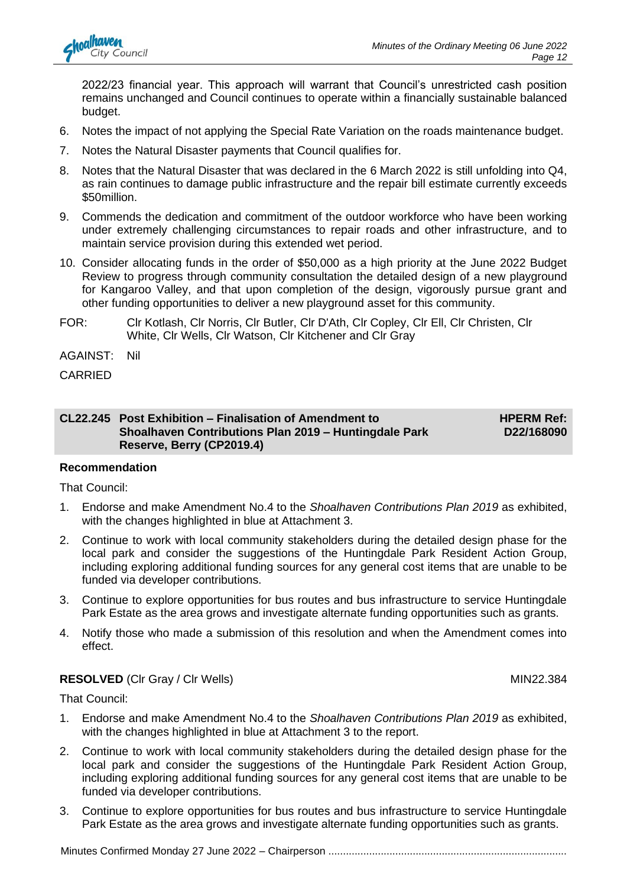2022/23 financial year. This approach will warrant that Council's unrestricted cash position remains unchanged and Council continues to operate within a financially sustainable balanced budget.

6. Notes the impact of not applying the Special Rate Variation on the roads maintenance budget.
7. Notes the Natural Disaster payments that Council qualifies for.
8. Notes that the Natural Disaster that was declared in the 6 March 2022 is still unfolding into Q4, as rain continues to damage public infrastructure and the repair bill estimate currently exceeds $50million.
9. Commends the dedication and commitment of the outdoor workforce who have been working under extremely challenging circumstances to repair roads and other infrastructure, and to maintain service provision during this extended wet period.
10. Consider allocating funds in the order of $50,000 as a high priority at the June 2022 Budget Review to progress through community consultation the detailed design of a new playground for Kangaroo Valley, and that upon completion of the design, vigorously pursue grant and other funding opportunities to deliver a new playground asset for this community.

FOR: Clr Kotlash, Clr Norris, Clr Butler, Clr D'Ath, Clr Copley, Clr Ell, Clr Christen, Clr White, Clr Wells, Clr Watson, Clr Kitchener and Clr Gray

AGAINST: Nil

CARRIED

## CL22.245 Post Exhibition – Finalisation of Amendment to Shoalhaven Contributions Plan 2019 – Huntingdale Park Reserve, Berry (CP2019.4)

**HPERM Ref: D22/168090**

**Recommendation**

That Council:

1. Endorse and make Amendment No.4 to the *Shoalhaven Contributions Plan 2019* as exhibited, with the changes highlighted in blue at Attachment 3.
2. Continue to work with local community stakeholders during the detailed design phase for the local park and consider the suggestions of the Huntingdale Park Resident Action Group, including exploring additional funding sources for any general cost items that are unable to be funded via developer contributions.
3. Continue to explore opportunities for bus routes and bus infrastructure to service Huntingdale Park Estate as the area grows and investigate alternate funding opportunities such as grants.
4. Notify those who made a submission of this resolution and when the Amendment comes into effect.

**RESOLVED** (Clr Gray / Clr Wells) MIN22.384

That Council:

1. Endorse and make Amendment No.4 to the *Shoalhaven Contributions Plan 2019* as exhibited, with the changes highlighted in blue at Attachment 3 to the report.
2. Continue to work with local community stakeholders during the detailed design phase for the local park and consider the suggestions of the Huntingdale Park Resident Action Group, including exploring additional funding sources for any general cost items that are unable to be funded via developer contributions.
3. Continue to explore opportunities for bus routes and bus infrastructure to service Huntingdale Park Estate as the area grows and investigate alternate funding opportunities such as grants.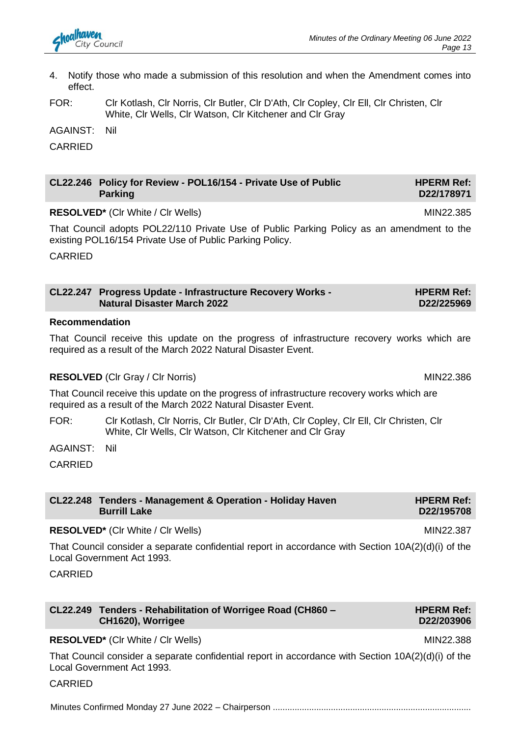4. Notify those who made a submission of this resolution and when the Amendment comes into effect.

FOR: Clr Kotlash, Clr Norris, Clr Butler, Clr D'Ath, Clr Copley, Clr Ell, Clr Christen, Clr White, Clr Wells, Clr Watson, Clr Kitchener and Clr Gray

AGAINST: Nil

CARRIED

## CL22.246 Policy for Review - POL16/154 - Private Use of Public Parking

**HPERM Ref: D22/178971**

**RESOLVED*** (Clr White / Clr Wells) MIN22.385

That Council adopts POL22/110 Private Use of Public Parking Policy as an amendment to the existing POL16/154 Private Use of Public Parking Policy.

CARRIED

## CL22.247 Progress Update - Infrastructure Recovery Works - Natural Disaster March 2022

**HPERM Ref: D22/225969**

**Recommendation**

That Council receive this update on the progress of infrastructure recovery works which are required as a result of the March 2022 Natural Disaster Event.

**RESOLVED** (Clr Gray / Clr Norris) MIN22.386

That Council receive this update on the progress of infrastructure recovery works which are required as a result of the March 2022 Natural Disaster Event.

FOR: Clr Kotlash, Clr Norris, Clr Butler, Clr D'Ath, Clr Copley, Clr Ell, Clr Christen, Clr White, Clr Wells, Clr Watson, Clr Kitchener and Clr Gray

AGAINST: Nil

CARRIED

## CL22.248 Tenders - Management & Operation - Holiday Haven Burrill Lake

**HPERM Ref: D22/195708**

**RESOLVED*** (Clr White / Clr Wells) MIN22.387

That Council consider a separate confidential report in accordance with Section 10A(2)(d)(i) of the Local Government Act 1993.

CARRIED

## CL22.249 Tenders - Rehabilitation of Worrigee Road (CH860 – CH1620), Worrigee

**HPERM Ref: D22/203906**

**RESOLVED*** (Clr White / Clr Wells) MIN22.388

That Council consider a separate confidential report in accordance with Section 10A(2)(d)(i) of the Local Government Act 1993.

CARRIED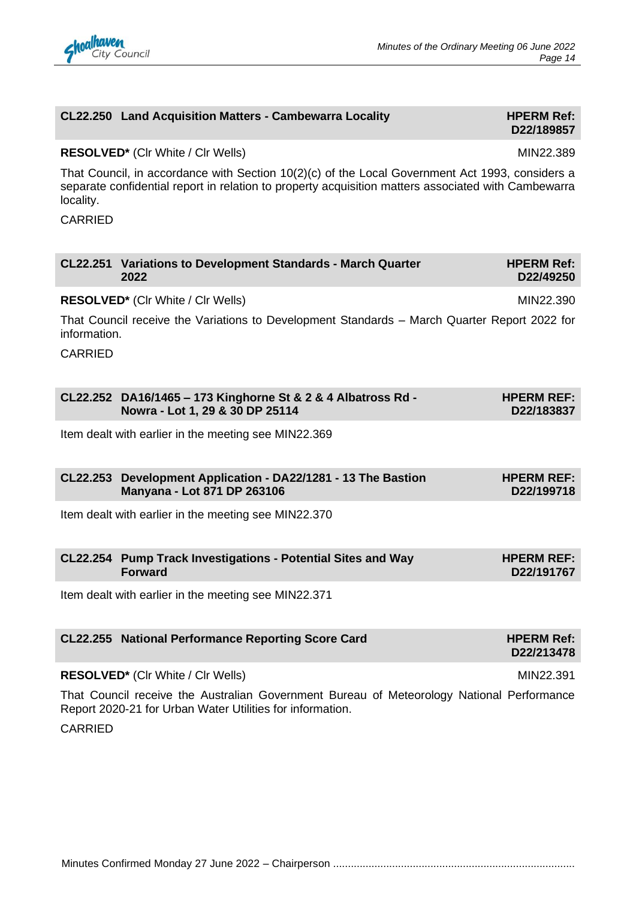## CL22.250 Land Acquisition Matters - Cambewarra Locality

**HPERM Ref: D22/189857**

**RESOLVED*** (Clr White / Clr Wells) MIN22.389

That Council, in accordance with Section 10(2)(c) of the Local Government Act 1993, considers a separate confidential report in relation to property acquisition matters associated with Cambewarra locality.

CARRIED

## CL22.251 Variations to Development Standards - March Quarter 2022

**HPERM Ref: D22/49250**

**RESOLVED*** (Clr White / Clr Wells) MIN22.390

That Council receive the Variations to Development Standards – March Quarter Report 2022 for information.

CARRIED

## CL22.252 DA16/1465 – 173 Kinghorne St & 2 & 4 Albatross Rd - Nowra - Lot 1, 29 & 30 DP 25114

**HPERM REF: D22/183837**

Item dealt with earlier in the meeting see MIN22.369

## CL22.253 Development Application - DA22/1281 - 13 The Bastion Manyana - Lot 871 DP 263106

**HPERM REF: D22/199718**

Item dealt with earlier in the meeting see MIN22.370

## CL22.254 Pump Track Investigations - Potential Sites and Way Forward

**HPERM REF: D22/191767**

Item dealt with earlier in the meeting see MIN22.371

## CL22.255 National Performance Reporting Score Card

**HPERM Ref: D22/213478**

**RESOLVED*** (Clr White / Clr Wells) MIN22.391

That Council receive the Australian Government Bureau of Meteorology National Performance Report 2020-21 for Urban Water Utilities for information.

CARRIED

Minutes Confirmed Monday 27 June 2022 – Chairperson ................................................................................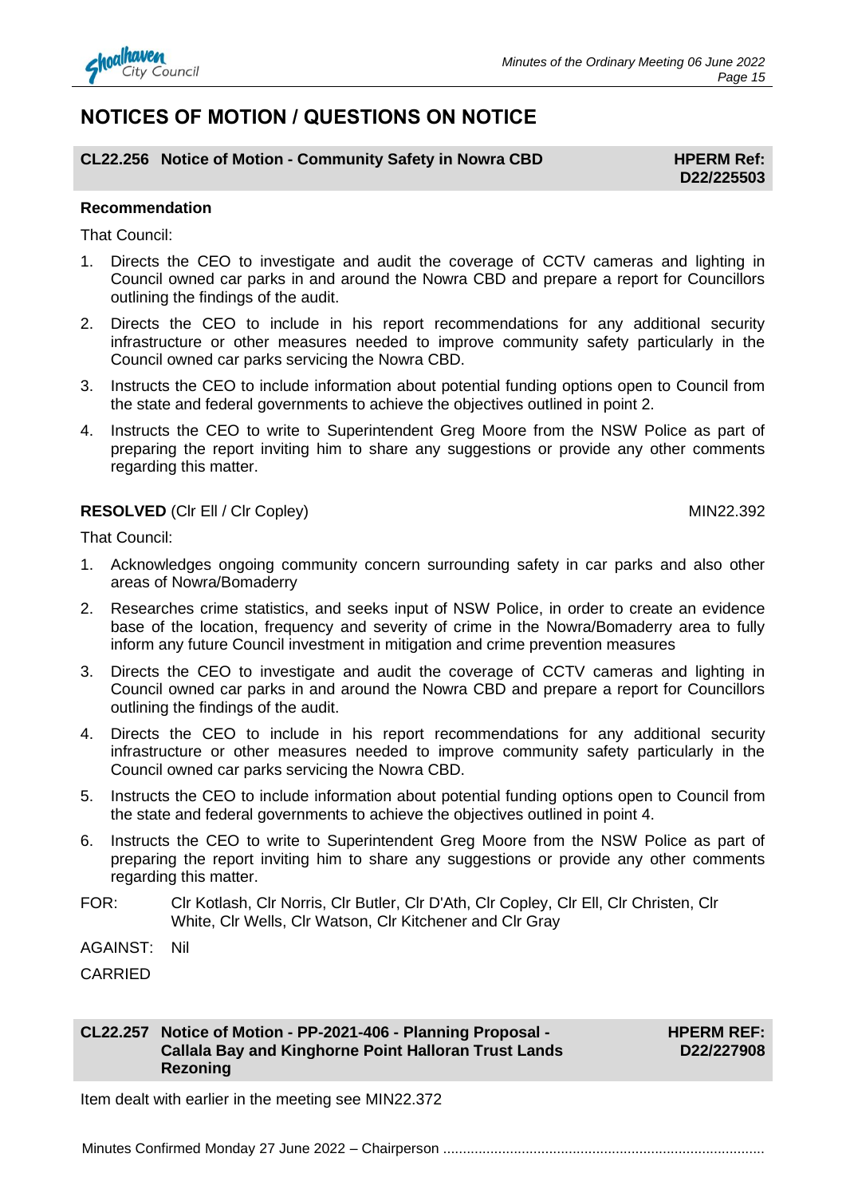# NOTICES OF MOTION / QUESTIONS ON NOTICE

## CL22.256 Notice of Motion - Community Safety in Nowra CBD

**HPERM Ref: D22/225503**

**Recommendation**

That Council:

1. Directs the CEO to investigate and audit the coverage of CCTV cameras and lighting in Council owned car parks in and around the Nowra CBD and prepare a report for Councillors outlining the findings of the audit.
2. Directs the CEO to include in his report recommendations for any additional security infrastructure or other measures needed to improve community safety particularly in the Council owned car parks servicing the Nowra CBD.
3. Instructs the CEO to include information about potential funding options open to Council from the state and federal governments to achieve the objectives outlined in point 2.
4. Instructs the CEO to write to Superintendent Greg Moore from the NSW Police as part of preparing the report inviting him to share any suggestions or provide any other comments regarding this matter.

**RESOLVED** (Clr Ell / Clr Copley) MIN22.392

That Council:

1. Acknowledges ongoing community concern surrounding safety in car parks and also other areas of Nowra/Bomaderry
2. Researches crime statistics, and seeks input of NSW Police, in order to create an evidence base of the location, frequency and severity of crime in the Nowra/Bomaderry area to fully inform any future Council investment in mitigation and crime prevention measures
3. Directs the CEO to investigate and audit the coverage of CCTV cameras and lighting in Council owned car parks in and around the Nowra CBD and prepare a report for Councillors outlining the findings of the audit.
4. Directs the CEO to include in his report recommendations for any additional security infrastructure or other measures needed to improve community safety particularly in the Council owned car parks servicing the Nowra CBD.
5. Instructs the CEO to include information about potential funding options open to Council from the state and federal governments to achieve the objectives outlined in point 4.
6. Instructs the CEO to write to Superintendent Greg Moore from the NSW Police as part of preparing the report inviting him to share any suggestions or provide any other comments regarding this matter.

FOR: Clr Kotlash, Clr Norris, Clr Butler, Clr D'Ath, Clr Copley, Clr Ell, Clr Christen, Clr White, Clr Wells, Clr Watson, Clr Kitchener and Clr Gray

AGAINST: Nil

CARRIED

## CL22.257 Notice of Motion - PP-2021-406 - Planning Proposal - Callala Bay and Kinghorne Point Halloran Trust Lands Rezoning

**HPERM REF: D22/227908**

Item dealt with earlier in the meeting see MIN22.372

Minutes Confirmed Monday 27 June 2022 – Chairperson ................................................................................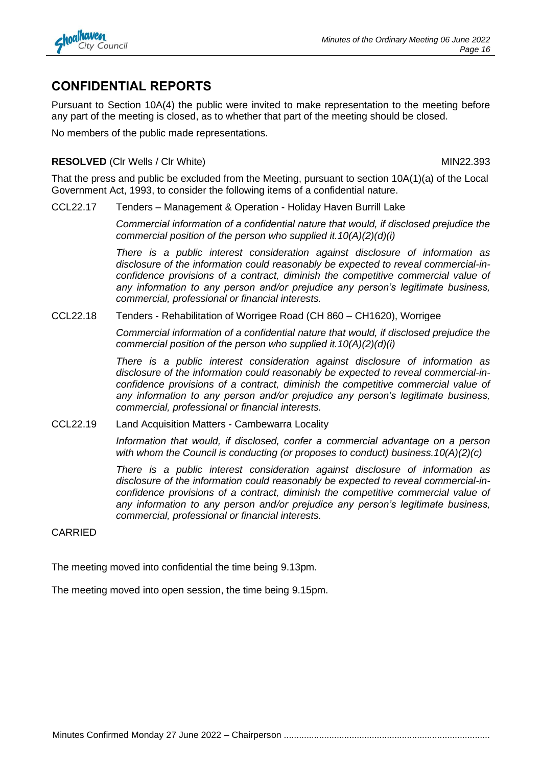## CONFIDENTIAL REPORTS

Pursuant to Section 10A(4) the public were invited to make representation to the meeting before any part of the meeting is closed, as to whether that part of the meeting should be closed.

No members of the public made representations.

**RESOLVED** (Clr Wells / Clr White) MIN22.393

That the press and public be excluded from the Meeting, pursuant to section 10A(1)(a) of the Local Government Act, 1993, to consider the following items of a confidential nature.

CCL22.17 Tenders – Management & Operation - Holiday Haven Burrill Lake

*Commercial information of a confidential nature that would, if disclosed prejudice the commercial position of the person who supplied it.10(A)(2)(d)(i)*

*There is a public interest consideration against disclosure of information as disclosure of the information could reasonably be expected to reveal commercial-in-confidence provisions of a contract, diminish the competitive commercial value of any information to any person and/or prejudice any person's legitimate business, commercial, professional or financial interests.*

CCL22.18 Tenders - Rehabilitation of Worrigee Road (CH 860 – CH1620), Worrigee

*Commercial information of a confidential nature that would, if disclosed prejudice the commercial position of the person who supplied it.10(A)(2)(d)(i)*

*There is a public interest consideration against disclosure of information as disclosure of the information could reasonably be expected to reveal commercial-in-confidence provisions of a contract, diminish the competitive commercial value of any information to any person and/or prejudice any person's legitimate business, commercial, professional or financial interests.*

CCL22.19 Land Acquisition Matters - Cambewarra Locality

*Information that would, if disclosed, confer a commercial advantage on a person with whom the Council is conducting (or proposes to conduct) business.10(A)(2)(c)*

*There is a public interest consideration against disclosure of information as disclosure of the information could reasonably be expected to reveal commercial-in-confidence provisions of a contract, diminish the competitive commercial value of any information to any person and/or prejudice any person's legitimate business, commercial, professional or financial interests.*

CARRIED

The meeting moved into confidential the time being 9.13pm.

The meeting moved into open session, the time being 9.15pm.

Minutes Confirmed Monday 27 June 2022 – Chairperson ..................................................................................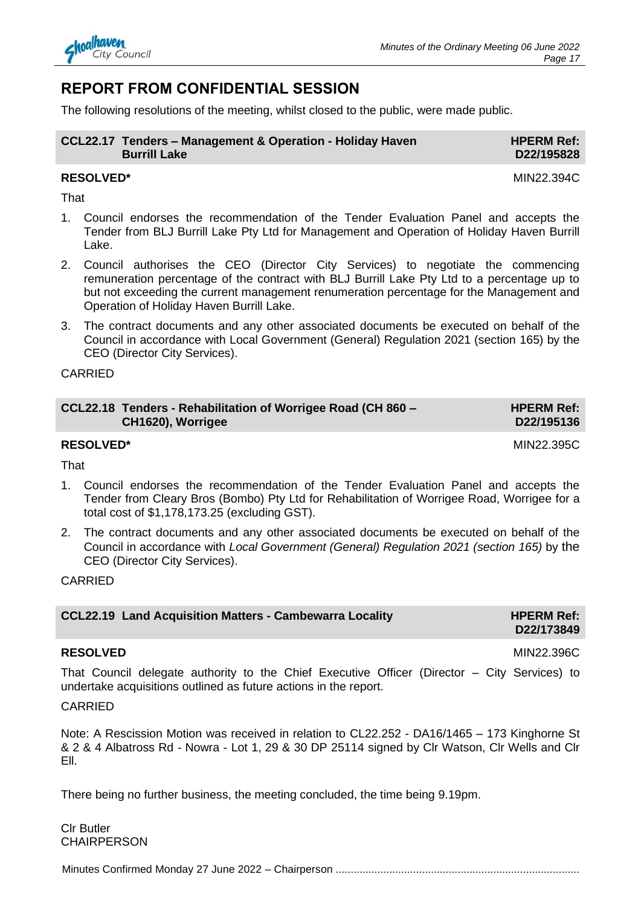## REPORT FROM CONFIDENTIAL SESSION

The following resolutions of the meeting, whilst closed to the public, were made public.

### CCL22.17 Tenders – Management & Operation - Holiday Haven Burrill Lake

**HPERM Ref: D22/195828**

**RESOLVED*** MIN22.394C

That

1. Council endorses the recommendation of the Tender Evaluation Panel and accepts the Tender from BLJ Burrill Lake Pty Ltd for Management and Operation of Holiday Haven Burrill Lake.
2. Council authorises the CEO (Director City Services) to negotiate the commencing remuneration percentage of the contract with BLJ Burrill Lake Pty Ltd to a percentage up to but not exceeding the current management renumeration percentage for the Management and Operation of Holiday Haven Burrill Lake.
3. The contract documents and any other associated documents be executed on behalf of the Council in accordance with Local Government (General) Regulation 2021 (section 165) by the CEO (Director City Services).

CARRIED

### CCL22.18 Tenders - Rehabilitation of Worrigee Road (CH 860 – CH1620), Worrigee

**HPERM Ref: D22/195136**

**RESOLVED*** MIN22.395C

That

1. Council endorses the recommendation of the Tender Evaluation Panel and accepts the Tender from Cleary Bros (Bombo) Pty Ltd for Rehabilitation of Worrigee Road, Worrigee for a total cost of $1,178,173.25 (excluding GST).
2. The contract documents and any other associated documents be executed on behalf of the Council in accordance with *Local Government (General) Regulation 2021 (section 165)* by the CEO (Director City Services).

CARRIED

### CCL22.19 Land Acquisition Matters - Cambewarra Locality

**HPERM Ref: D22/173849**

**RESOLVED** MIN22.396C

That Council delegate authority to the Chief Executive Officer (Director – City Services) to undertake acquisitions outlined as future actions in the report.

CARRIED

Note: A Rescission Motion was received in relation to CL22.252 - DA16/1465 – 173 Kinghorne St & 2 & 4 Albatross Rd - Nowra - Lot 1, 29 & 30 DP 25114 signed by Clr Watson, Clr Wells and Clr Ell.

There being no further business, the meeting concluded, the time being 9.19pm.

Clr Butler
CHAIRPERSON

Minutes Confirmed Monday 27 June 2022 – Chairperson ..................................................................................